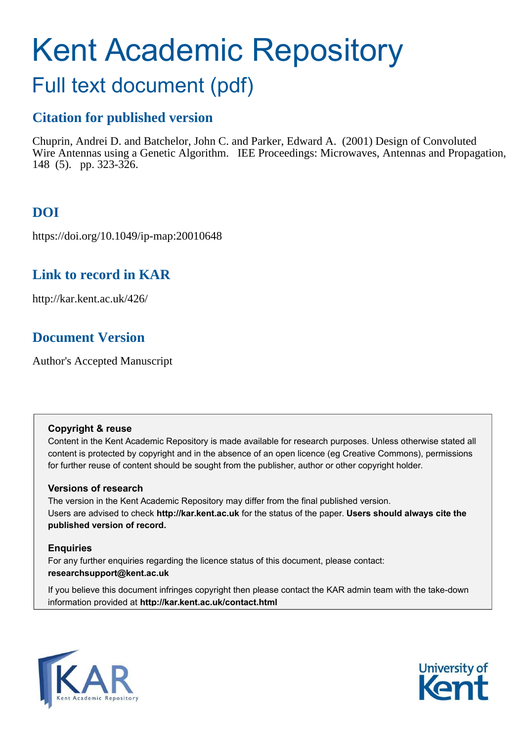# Kent Academic Repository

## Full text document (pdf)

### Citation for published version

Chuprin, Andrei D. and Batchelor, John C. and Parker, Edward A. (2001) Design of Convoluted Wire Antennas using a Genetic Algorithm. IEE Proceedings: Microwaves, Antennas and Propagation, 148 (5). pp. 323-326.

### DOI

https://doi.org/10.1049/ip-map:20010648

### Link to record in KAR

http://kar.kent.ac.uk/426/

### Document Version

Author's Accepted Manuscript

**Copyright & reuse**

Content in the Kent Academic Repository is made available for research purposes. Unless otherwise stated all content is protected by copyright and in the absence of an open licence (eg Creative Commons), permissions for further reuse of content should be sought from the publisher, author or other copyright holder.

**Versions of research**

The version in the Kent Academic Repository may differ from the final published version.
Users are advised to check **http://kar.kent.ac.uk** for the status of the paper. **Users should always cite the published version of record.**

**Enquiries**

For any further enquiries regarding the licence status of this document, please contact:
**researchsupport@kent.ac.uk**

If you believe this document infringes copyright then please contact the KAR admin team with the take-down information provided at **http://kar.kent.ac.uk/contact.html**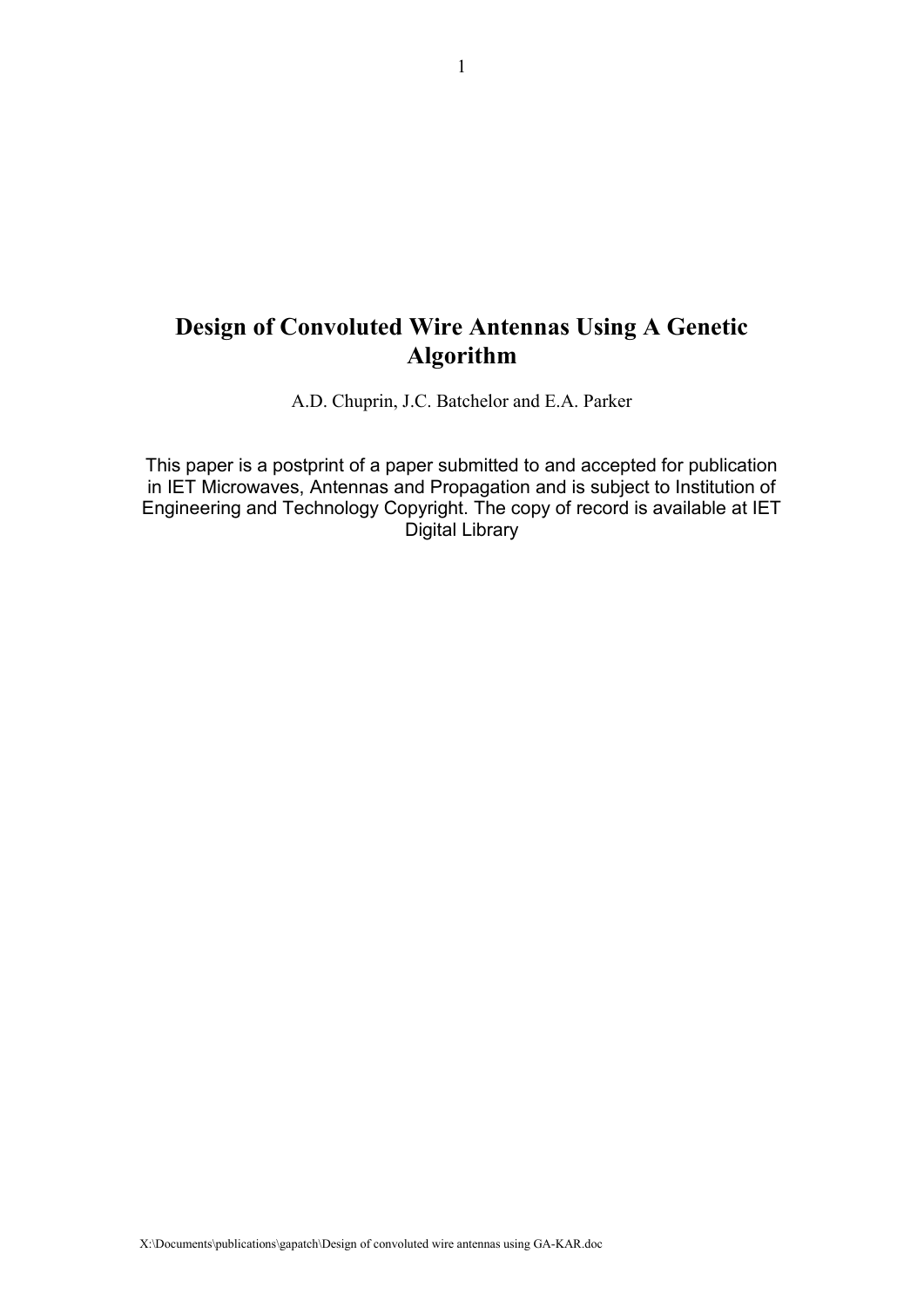# Design of Convoluted Wire Antennas Using A Genetic Algorithm

A.D. Chuprin, J.C. Batchelor and E.A. Parker

This paper is a postprint of a paper submitted to and accepted for publication in IET Microwaves, Antennas and Propagation and is subject to Institution of Engineering and Technology Copyright. The copy of record is available at IET Digital Library

X:\Documents\publications\gapatch\Design of convoluted wire antennas using GA-KAR.doc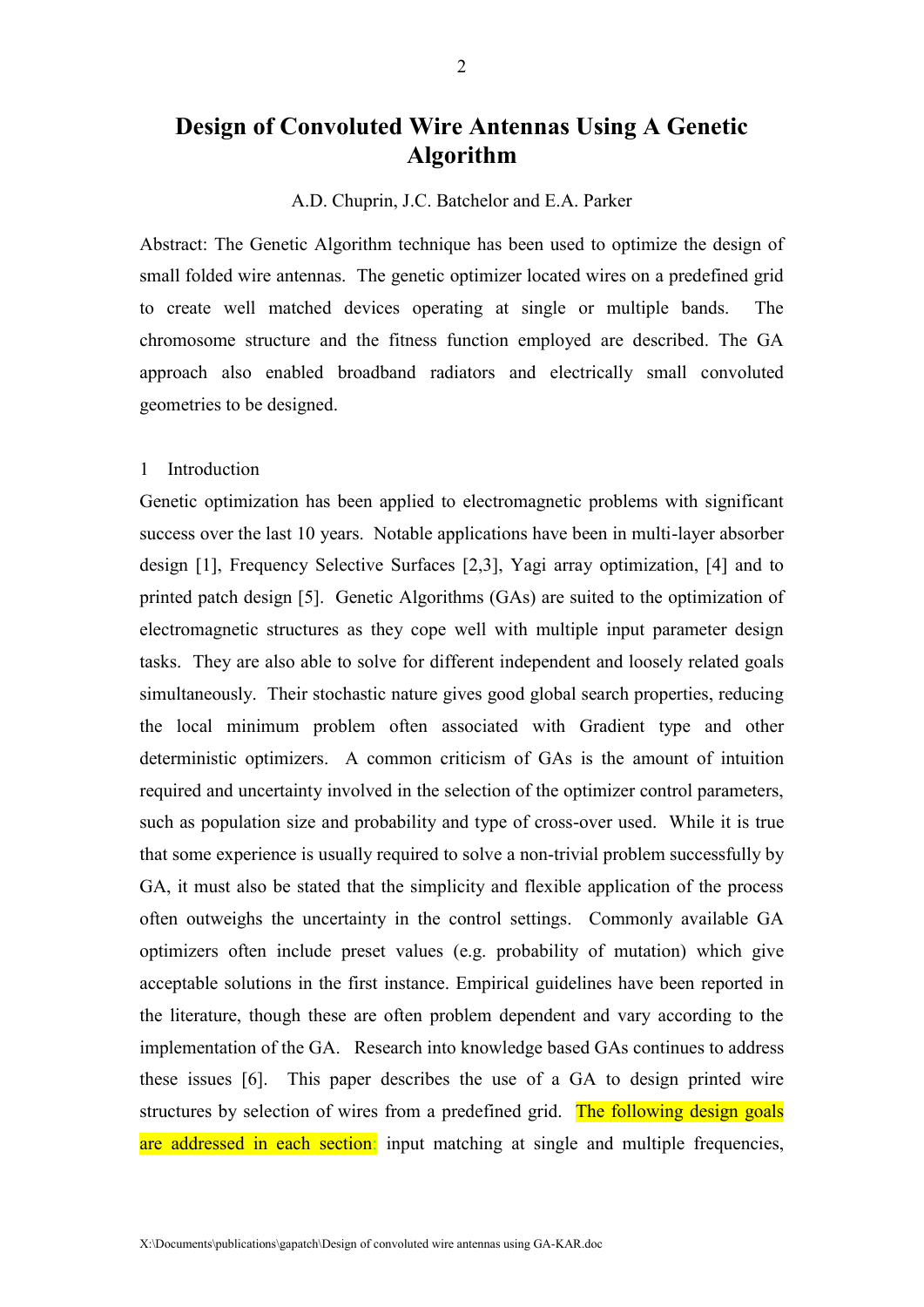# Design of Convoluted Wire Antennas Using A Genetic Algorithm

A.D. Chuprin, J.C. Batchelor and E.A. Parker

Abstract: The Genetic Algorithm technique has been used to optimize the design of small folded wire antennas. The genetic optimizer located wires on a predefined grid to create well matched devices operating at single or multiple bands. The chromosome structure and the fitness function employed are described. The GA approach also enabled broadband radiators and electrically small convoluted geometries to be designed.

1 Introduction

Genetic optimization has been applied to electromagnetic problems with significant success over the last 10 years. Notable applications have been in multi-layer absorber design [1], Frequency Selective Surfaces [2,3], Yagi array optimization, [4] and to printed patch design [5]. Genetic Algorithms (GAs) are suited to the optimization of electromagnetic structures as they cope well with multiple input parameter design tasks. They are also able to solve for different independent and loosely related goals simultaneously. Their stochastic nature gives good global search properties, reducing the local minimum problem often associated with Gradient type and other deterministic optimizers. A common criticism of GAs is the amount of intuition required and uncertainty involved in the selection of the optimizer control parameters, such as population size and probability and type of cross-over used. While it is true that some experience is usually required to solve a non-trivial problem successfully by GA, it must also be stated that the simplicity and flexible application of the process often outweighs the uncertainty in the control settings. Commonly available GA optimizers often include preset values (e.g. probability of mutation) which give acceptable solutions in the first instance. Empirical guidelines have been reported in the literature, though these are often problem dependent and vary according to the implementation of the GA. Research into knowledge based GAs continues to address these issues [6]. This paper describes the use of a GA to design printed wire structures by selection of wires from a predefined grid. The following design goals are addressed in each section: input matching at single and multiple frequencies,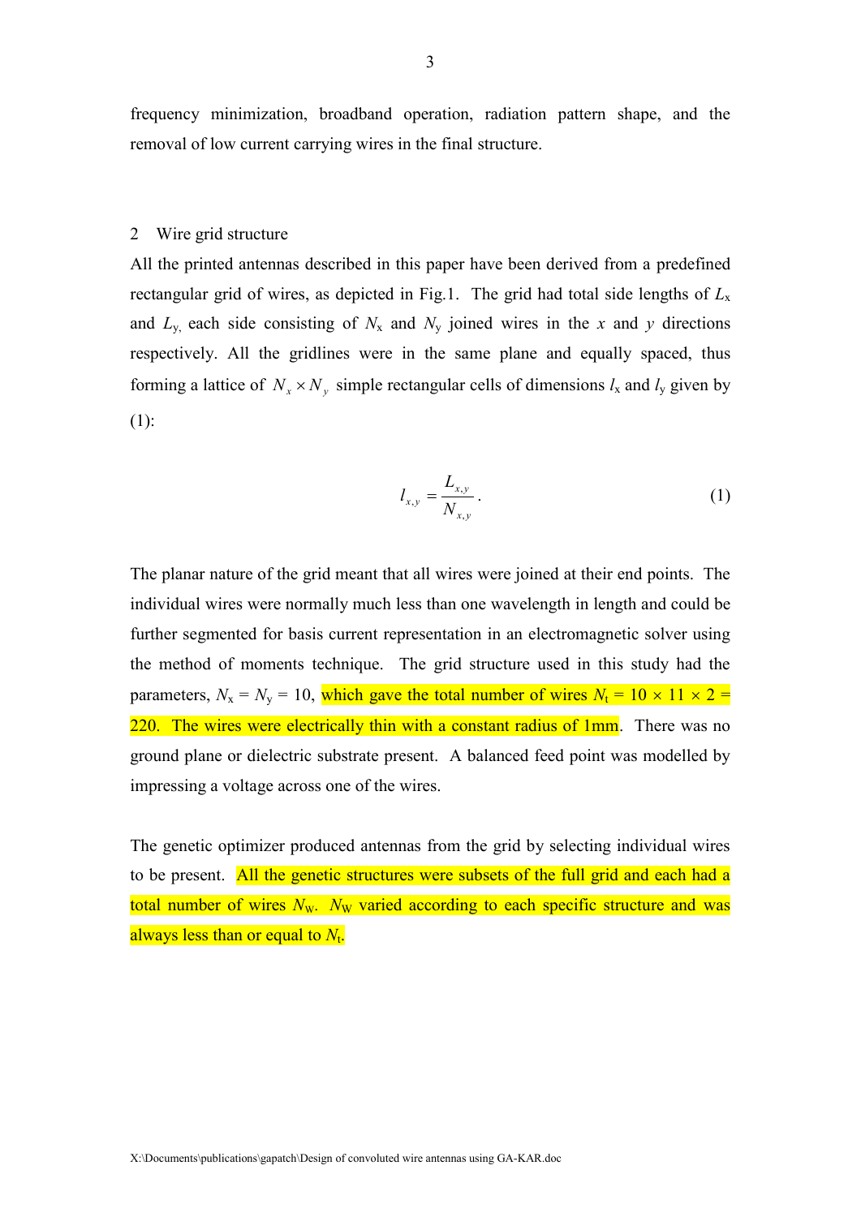frequency minimization, broadband operation, radiation pattern shape, and the removal of low current carrying wires in the final structure.

## 2 Wire grid structure

All the printed antennas described in this paper have been derived from a predefined rectangular grid of wires, as depicted in Fig.1. The grid had total side lengths of $L_x$ and $L_y$, each side consisting of $N_x$ and $N_y$ joined wires in the $x$ and $y$ directions respectively. All the gridlines were in the same plane and equally spaced, thus forming a lattice of $N_x \times N_y$ simple rectangular cells of dimensions $l_x$ and $l_y$ given by (1):

$$l_{x,y} = \frac{L_{x,y}}{N_{x,y}}. \tag{1}$$

The planar nature of the grid meant that all wires were joined at their end points. The individual wires were normally much less than one wavelength in length and could be further segmented for basis current representation in an electromagnetic solver using the method of moments technique. The grid structure used in this study had the parameters, $N_x = N_y = 10$, which gave the total number of wires $N_t = 10 \times 11 \times 2 = 220$. The wires were electrically thin with a constant radius of 1mm. There was no ground plane or dielectric substrate present. A balanced feed point was modelled by impressing a voltage across one of the wires.

The genetic optimizer produced antennas from the grid by selecting individual wires to be present. All the genetic structures were subsets of the full grid and each had a total number of wires $N_W$. $N_W$ varied according to each specific structure and was always less than or equal to $N_t$.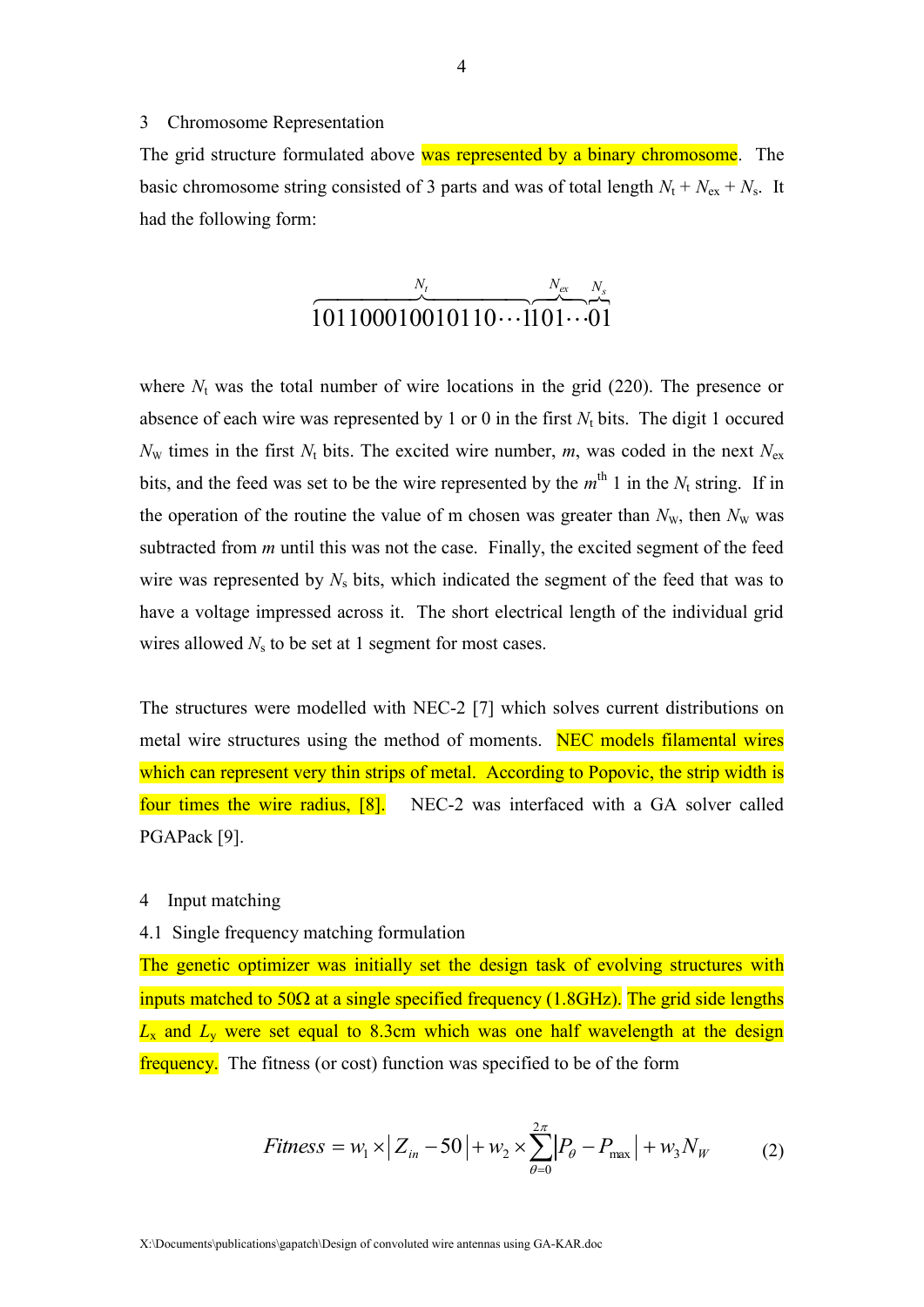## 3 Chromosome Representation

The grid structure formulated above was represented by a binary chromosome. The basic chromosome string consisted of 3 parts and was of total length $N_t + N_{ex} + N_s$. It had the following form:

$$\overbrace{101100010010110\cdots1}^{N_t}\overbrace{101\cdots}^{N_{ex}}\overbrace{01}^{N_s}$$

where $N_t$ was the total number of wire locations in the grid (220). The presence or absence of each wire was represented by 1 or 0 in the first $N_t$ bits. The digit 1 occured $N_W$ times in the first $N_t$ bits. The excited wire number, $m$, was coded in the next $N_{ex}$ bits, and the feed was set to be the wire represented by the $m^{th}$ 1 in the $N_t$ string. If in the operation of the routine the value of m chosen was greater than $N_W$, then $N_W$ was subtracted from $m$ until this was not the case. Finally, the excited segment of the feed wire was represented by $N_s$ bits, which indicated the segment of the feed that was to have a voltage impressed across it. The short electrical length of the individual grid wires allowed $N_s$ to be set at 1 segment for most cases.

The structures were modelled with NEC-2 [7] which solves current distributions on metal wire structures using the method of moments. NEC models filamental wires which can represent very thin strips of metal. According to Popovic, the strip width is four times the wire radius, [8]. NEC-2 was interfaced with a GA solver called PGAPack [9].

## 4 Input matching

### 4.1 Single frequency matching formulation

The genetic optimizer was initially set the design task of evolving structures with inputs matched to 50Ω at a single specified frequency (1.8GHz). The grid side lengths $L_x$ and $L_y$ were set equal to 8.3cm which was one half wavelength at the design frequency. The fitness (or cost) function was specified to be of the form

$$Fitness = w_1 \times \left| Z_{in} - 50 \right| + w_2 \times \sum_{\theta=0}^{2\pi} \left| P_\theta - P_{\max} \right| + w_3 N_W \qquad (2)$$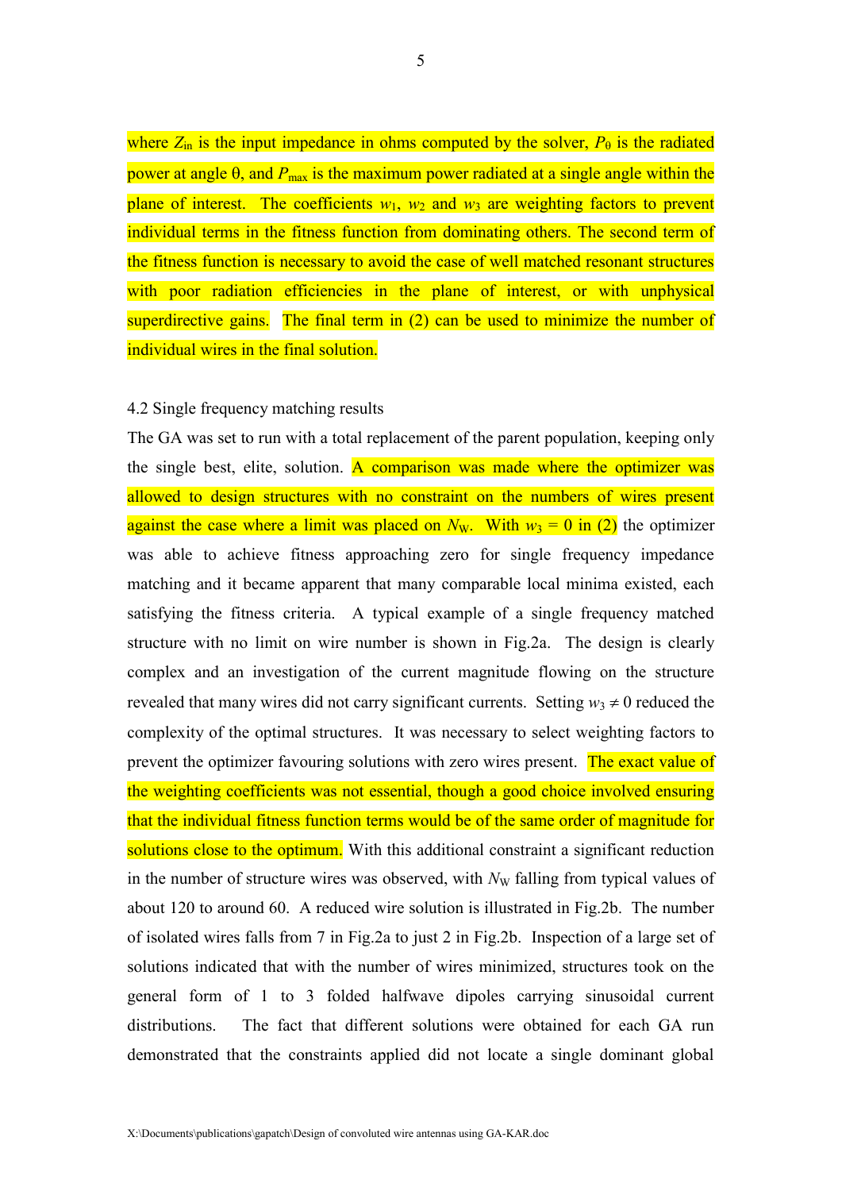where $Z_{in}$ is the input impedance in ohms computed by the solver, $P_\theta$ is the radiated power at angle θ, and $P_{max}$ is the maximum power radiated at a single angle within the plane of interest. The coefficients $w_1$, $w_2$ and $w_3$ are weighting factors to prevent individual terms in the fitness function from dominating others. The second term of the fitness function is necessary to avoid the case of well matched resonant structures with poor radiation efficiencies in the plane of interest, or with unphysical superdirective gains. The final term in (2) can be used to minimize the number of individual wires in the final solution.

4.2 Single frequency matching results

The GA was set to run with a total replacement of the parent population, keeping only the single best, elite, solution. A comparison was made where the optimizer was allowed to design structures with no constraint on the numbers of wires present against the case where a limit was placed on $N_W$. With $w_3 = 0$ in (2) the optimizer was able to achieve fitness approaching zero for single frequency impedance matching and it became apparent that many comparable local minima existed, each satisfying the fitness criteria. A typical example of a single frequency matched structure with no limit on wire number is shown in Fig.2a. The design is clearly complex and an investigation of the current magnitude flowing on the structure revealed that many wires did not carry significant currents. Setting $w_3 \neq 0$ reduced the complexity of the optimal structures. It was necessary to select weighting factors to prevent the optimizer favouring solutions with zero wires present. The exact value of the weighting coefficients was not essential, though a good choice involved ensuring that the individual fitness function terms would be of the same order of magnitude for solutions close to the optimum. With this additional constraint a significant reduction in the number of structure wires was observed, with $N_W$ falling from typical values of about 120 to around 60. A reduced wire solution is illustrated in Fig.2b. The number of isolated wires falls from 7 in Fig.2a to just 2 in Fig.2b. Inspection of a large set of solutions indicated that with the number of wires minimized, structures took on the general form of 1 to 3 folded halfwave dipoles carrying sinusoidal current distributions. The fact that different solutions were obtained for each GA run demonstrated that the constraints applied did not locate a single dominant global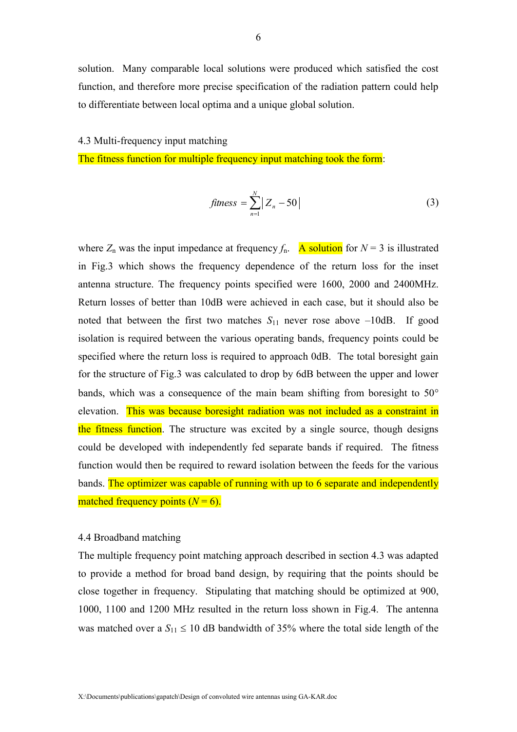solution. Many comparable local solutions were produced which satisfied the cost function, and therefore more precise specification of the radiation pattern could help to differentiate between local optima and a unique global solution.

### 4.3 Multi-frequency input matching

The fitness function for multiple frequency input matching took the form:

$$fitness = \sum_{n=1}^{N} \left| Z_n - 50 \right| \tag{3}$$

where $Z_n$ was the input impedance at frequency $f_n$. A solution for $N = 3$ is illustrated in Fig.3 which shows the frequency dependence of the return loss for the inset antenna structure. The frequency points specified were 1600, 2000 and 2400MHz. Return losses of better than 10dB were achieved in each case, but it should also be noted that between the first two matches $S_{11}$ never rose above –10dB. If good isolation is required between the various operating bands, frequency points could be specified where the return loss is required to approach 0dB. The total boresight gain for the structure of Fig.3 was calculated to drop by 6dB between the upper and lower bands, which was a consequence of the main beam shifting from boresight to 50° elevation. This was because boresight radiation was not included as a constraint in the fitness function. The structure was excited by a single source, though designs could be developed with independently fed separate bands if required. The fitness function would then be required to reward isolation between the feeds for the various bands. The optimizer was capable of running with up to 6 separate and independently matched frequency points ($N = 6$).

### 4.4 Broadband matching

The multiple frequency point matching approach described in section 4.3 was adapted to provide a method for broad band design, by requiring that the points should be close together in frequency. Stipulating that matching should be optimized at 900, 1000, 1100 and 1200 MHz resulted in the return loss shown in Fig.4. The antenna was matched over a $S_{11} \leq 10$ dB bandwidth of 35% where the total side length of the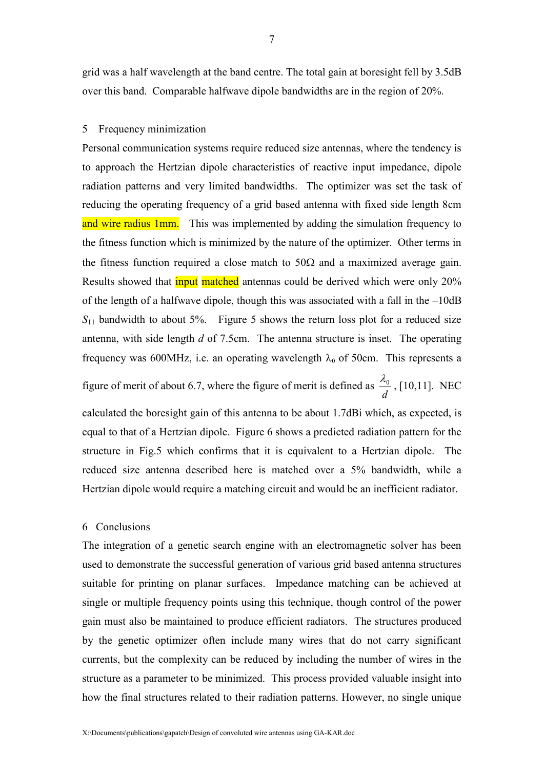grid was a half wavelength at the band centre. The total gain at boresight fell by 3.5dB over this band. Comparable halfwave dipole bandwidths are in the region of 20%.

## 5 Frequency minimization

Personal communication systems require reduced size antennas, where the tendency is to approach the Hertzian dipole characteristics of reactive input impedance, dipole radiation patterns and very limited bandwidths. The optimizer was set the task of reducing the operating frequency of a grid based antenna with fixed side length 8cm and wire radius 1mm. This was implemented by adding the simulation frequency to the fitness function which is minimized by the nature of the optimizer. Other terms in the fitness function required a close match to 50Ω and a maximized average gain. Results showed that input matched antennas could be derived which were only 20% of the length of a halfwave dipole, though this was associated with a fall in the –10dB $S_{11}$ bandwidth to about 5%. Figure 5 shows the return loss plot for a reduced size antenna, with side length $d$ of 7.5cm. The antenna structure is inset. The operating frequency was 600MHz, i.e. an operating wavelength $\lambda_0$ of 50cm. This represents a figure of merit of about 6.7, where the figure of merit is defined as $\frac{\lambda_0}{d}$, [10,11]. NEC calculated the boresight gain of this antenna to be about 1.7dBi which, as expected, is equal to that of a Hertzian dipole. Figure 6 shows a predicted radiation pattern for the structure in Fig.5 which confirms that it is equivalent to a Hertzian dipole. The reduced size antenna described here is matched over a 5% bandwidth, while a Hertzian dipole would require a matching circuit and would be an inefficient radiator.

## 6 Conclusions

The integration of a genetic search engine with an electromagnetic solver has been used to demonstrate the successful generation of various grid based antenna structures suitable for printing on planar surfaces. Impedance matching can be achieved at single or multiple frequency points using this technique, though control of the power gain must also be maintained to produce efficient radiators. The structures produced by the genetic optimizer often include many wires that do not carry significant currents, but the complexity can be reduced by including the number of wires in the structure as a parameter to be minimized. This process provided valuable insight into how the final structures related to their radiation patterns. However, no single unique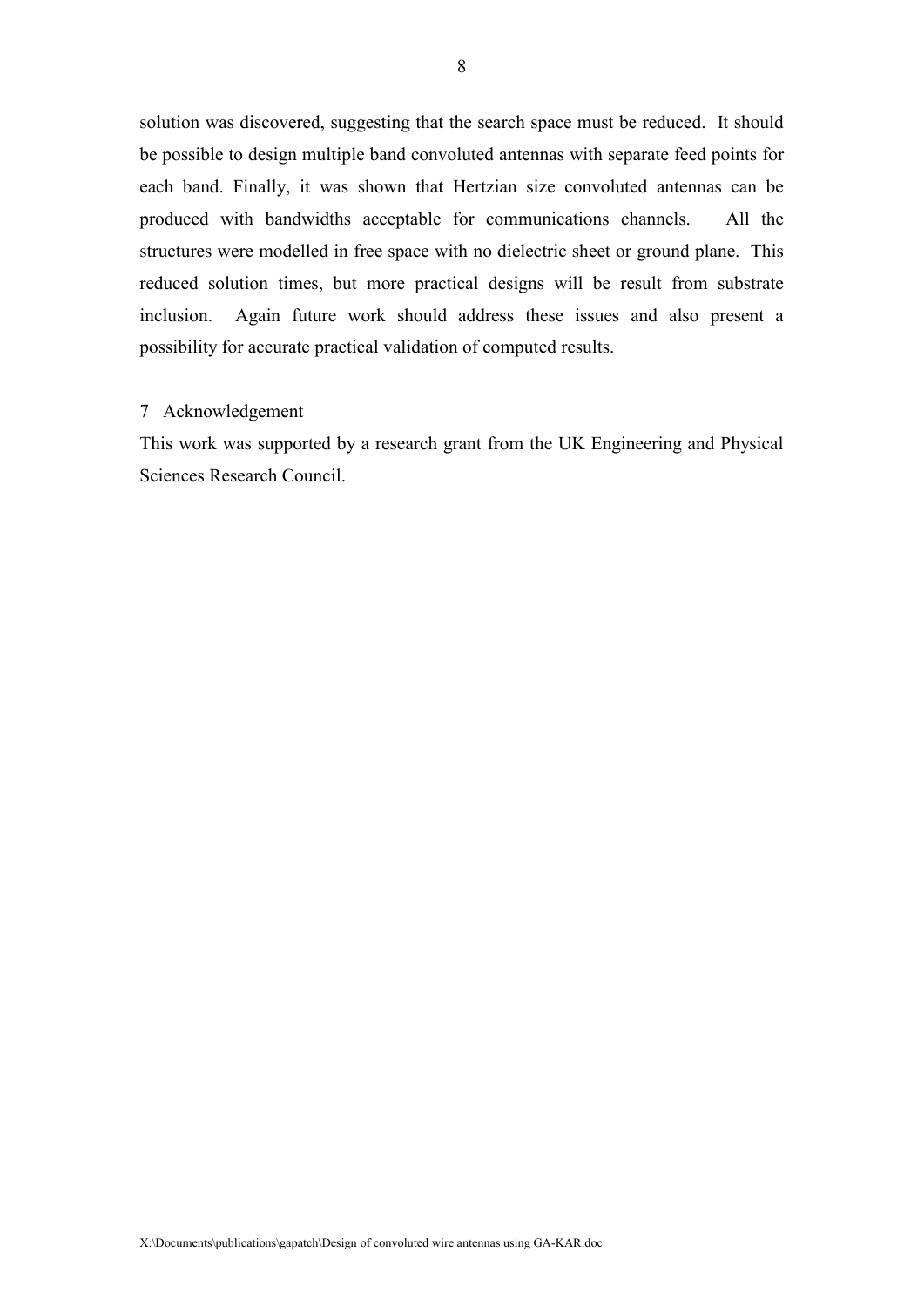solution was discovered, suggesting that the search space must be reduced. It should be possible to design multiple band convoluted antennas with separate feed points for each band. Finally, it was shown that Hertzian size convoluted antennas can be produced with bandwidths acceptable for communications channels. All the structures were modelled in free space with no dielectric sheet or ground plane. This reduced solution times, but more practical designs will be result from substrate inclusion. Again future work should address these issues and also present a possibility for accurate practical validation of computed results.

## 7 Acknowledgement

This work was supported by a research grant from the UK Engineering and Physical Sciences Research Council.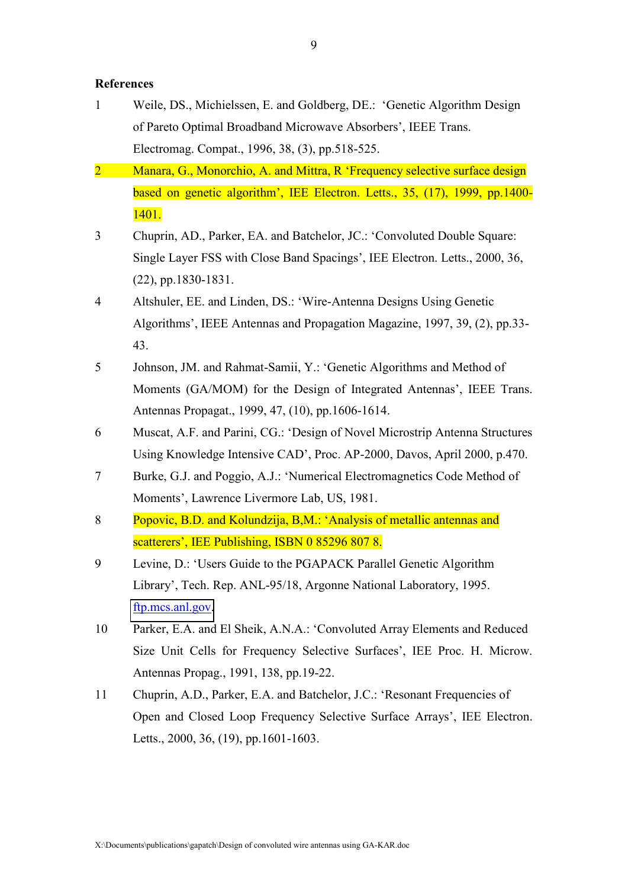**References**

1. Weile, DS., Michielssen, E. and Goldberg, DE.: ‘Genetic Algorithm Design of Pareto Optimal Broadband Microwave Absorbers’, IEEE Trans. Electromag. Compat., 1996, 38, (3), pp.518-525.
2. Manara, G., Monorchio, A. and Mittra, R ‘Frequency selective surface design based on genetic algorithm’, IEE Electron. Letts., 35, (17), 1999, pp.1400-1401.
3. Chuprin, AD., Parker, EA. and Batchelor, JC.: ‘Convoluted Double Square: Single Layer FSS with Close Band Spacings’, IEE Electron. Letts., 2000, 36, (22), pp.1830-1831.
4. Altshuler, EE. and Linden, DS.: ‘Wire-Antenna Designs Using Genetic Algorithms’, IEEE Antennas and Propagation Magazine, 1997, 39, (2), pp.33-43.
5. Johnson, JM. and Rahmat-Samii, Y.: ‘Genetic Algorithms and Method of Moments (GA/MOM) for the Design of Integrated Antennas’, IEEE Trans. Antennas Propagat., 1999, 47, (10), pp.1606-1614.
6. Muscat, A.F. and Parini, CG.: ‘Design of Novel Microstrip Antenna Structures Using Knowledge Intensive CAD’, Proc. AP-2000, Davos, April 2000, p.470.
7. Burke, G.J. and Poggio, A.J.: ‘Numerical Electromagnetics Code Method of Moments’, Lawrence Livermore Lab, US, 1981.
8. Popovic, B.D. and Kolundzija, B,M.: ‘Analysis of metallic antennas and scatterers’, IEE Publishing, ISBN 0 85296 807 8.
9. Levine, D.: ‘Users Guide to the PGAPACK Parallel Genetic Algorithm Library’, Tech. Rep. ANL-95/18, Argonne National Laboratory, 1995. ftp.mcs.anl.gov.
10. Parker, E.A. and El Sheik, A.N.A.: ‘Convoluted Array Elements and Reduced Size Unit Cells for Frequency Selective Surfaces’, IEE Proc. H. Microw. Antennas Propag., 1991, 138, pp.19-22.
11. Chuprin, A.D., Parker, E.A. and Batchelor, J.C.: ‘Resonant Frequencies of Open and Closed Loop Frequency Selective Surface Arrays’, IEE Electron. Letts., 2000, 36, (19), pp.1601-1603.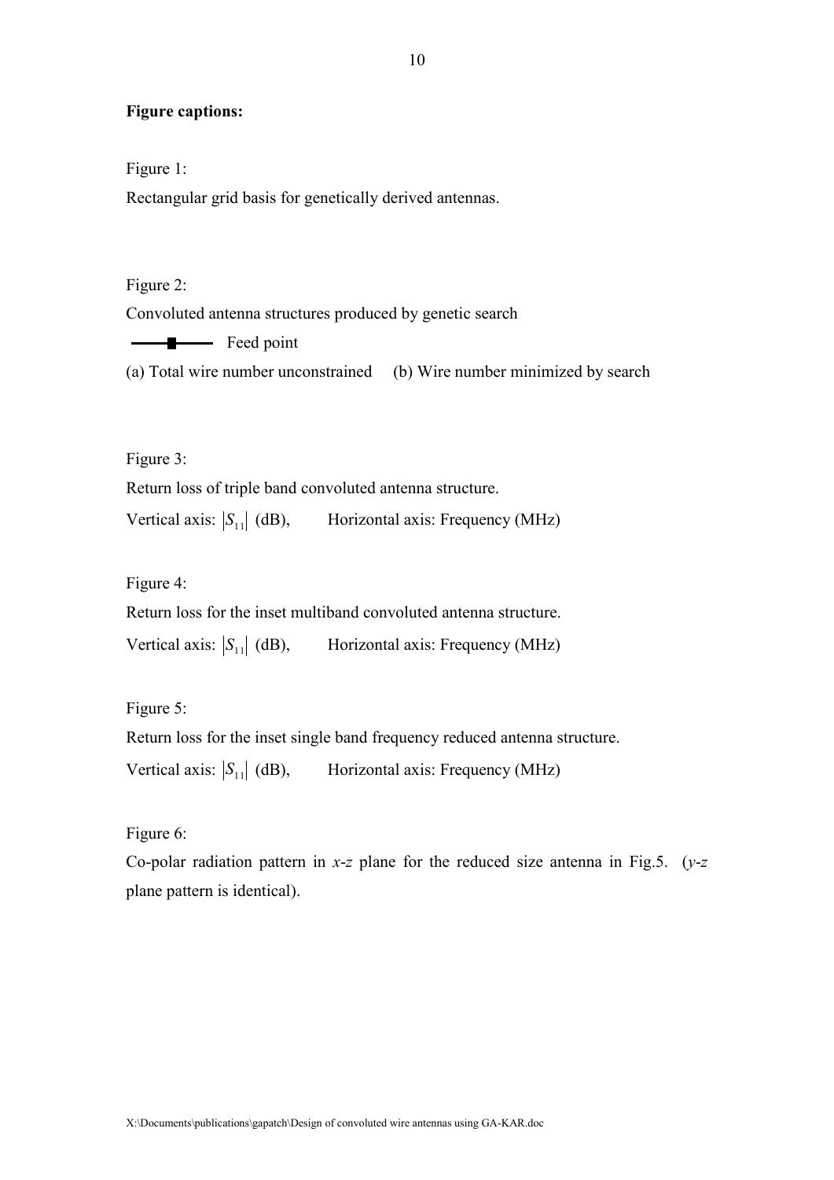**Figure captions:**

Figure 1:

Rectangular grid basis for genetically derived antennas.

Figure 2:

Convoluted antenna structures produced by genetic search

—■— Feed point

(a) Total wire number unconstrained (b) Wire number minimized by search

Figure 3:

Return loss of triple band convoluted antenna structure.

Vertical axis: $|S_{11}|$ (dB), Horizontal axis: Frequency (MHz)

Figure 4:

Return loss for the inset multiband convoluted antenna structure.

Vertical axis: $|S_{11}|$ (dB), Horizontal axis: Frequency (MHz)

Figure 5:

Return loss for the inset single band frequency reduced antenna structure.

Vertical axis: $|S_{11}|$ (dB), Horizontal axis: Frequency (MHz)

Figure 6:

Co-polar radiation pattern in *x-z* plane for the reduced size antenna in Fig.5. (*y-z* plane pattern is identical).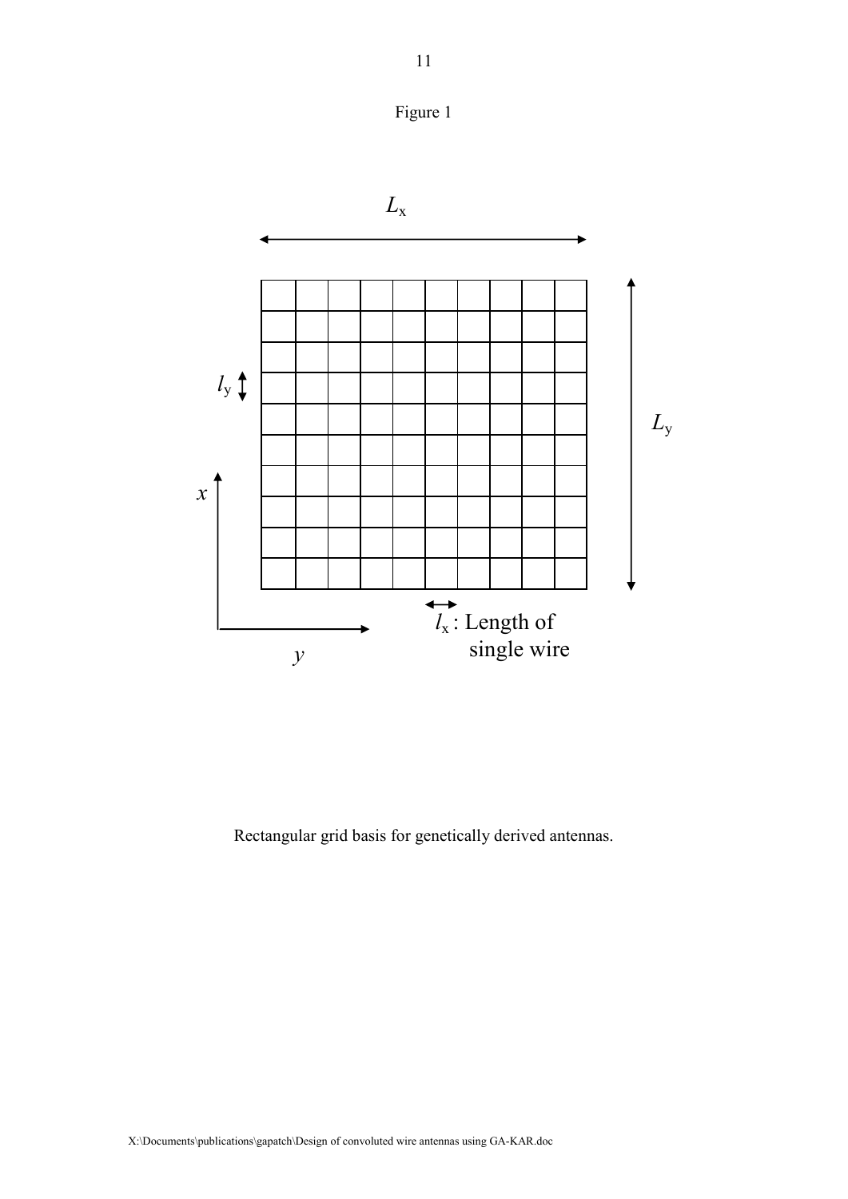Figure 1

Rectangular grid basis for genetically derived antennas.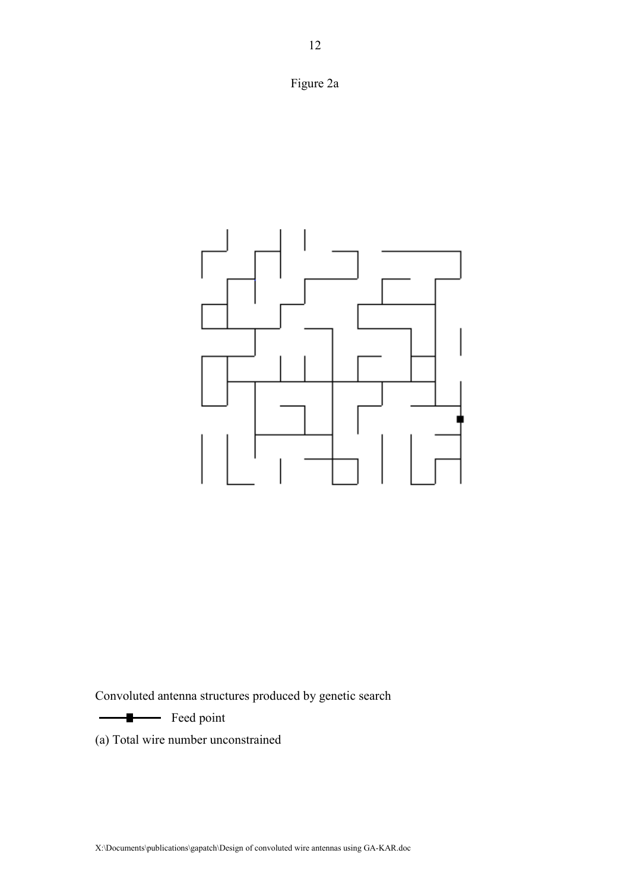Figure 2a

Convoluted antenna structures produced by genetic search

Feed point

(a) Total wire number unconstrained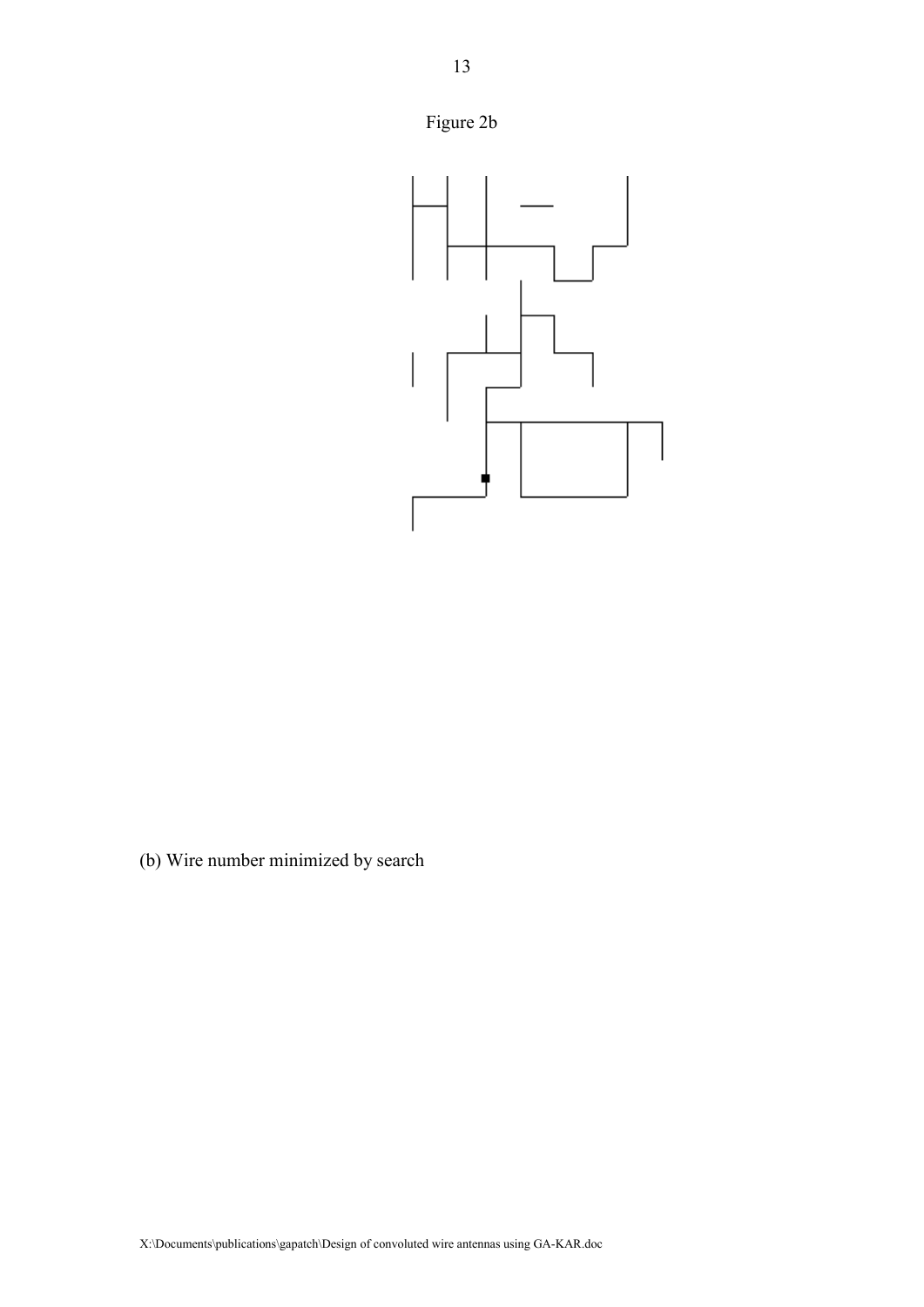Figure 2b

(b) Wire number minimized by search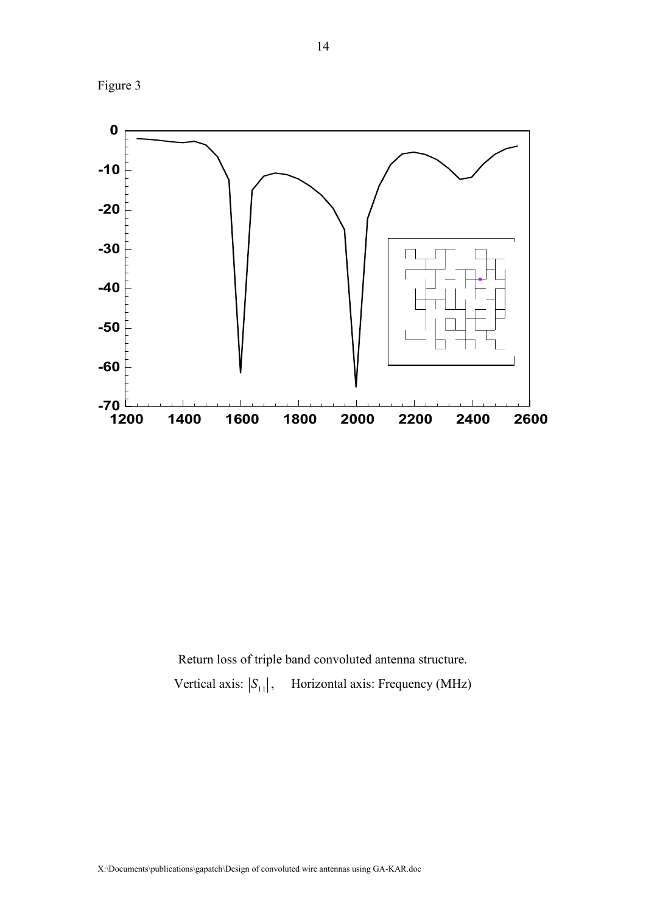Figure 3

Return loss of triple band convoluted antenna structure.

Vertical axis: $|S_{11}|$, Horizontal axis: Frequency (MHz)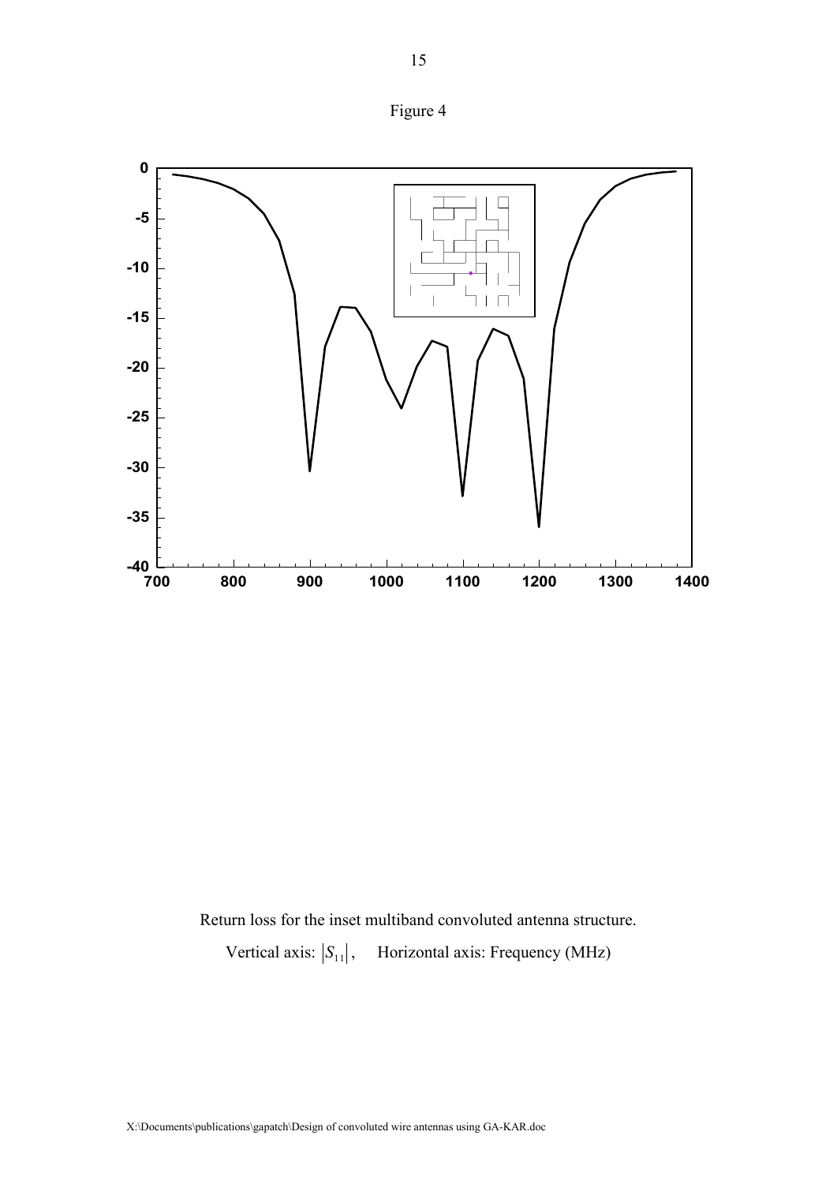Figure 4

Return loss for the inset multiband convoluted antenna structure.

Vertical axis: $|S_{11}|$, Horizontal axis: Frequency (MHz)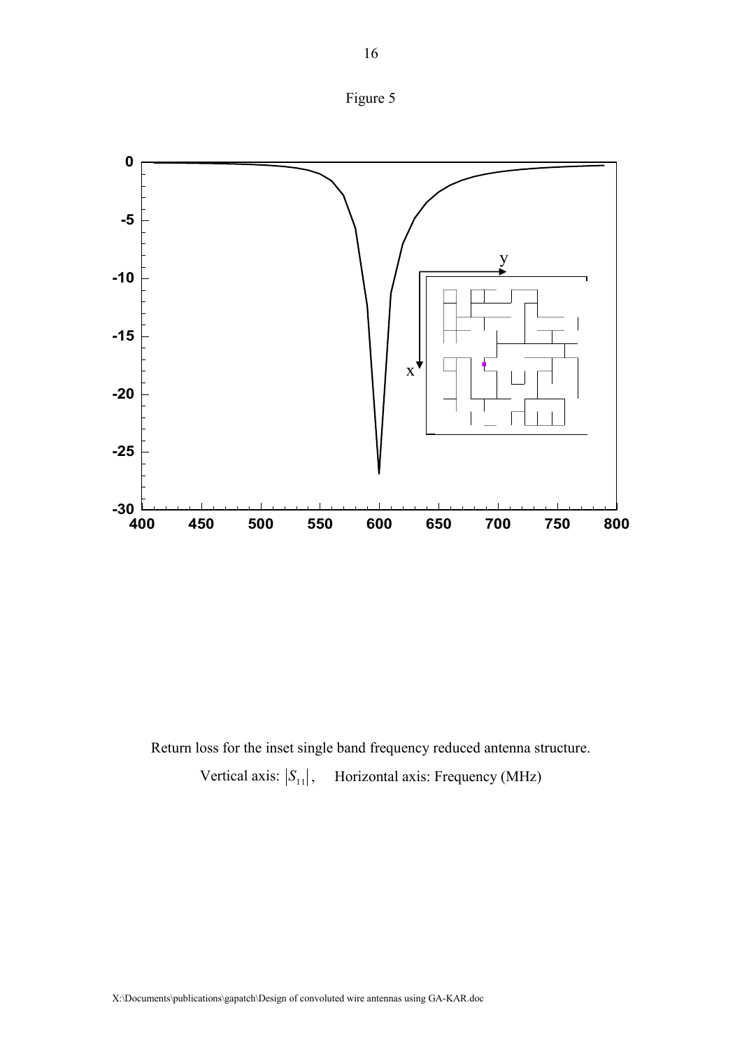Figure 5

Return loss for the inset single band frequency reduced antenna structure.

Vertical axis: $|S_{11}|$, Horizontal axis: Frequency (MHz)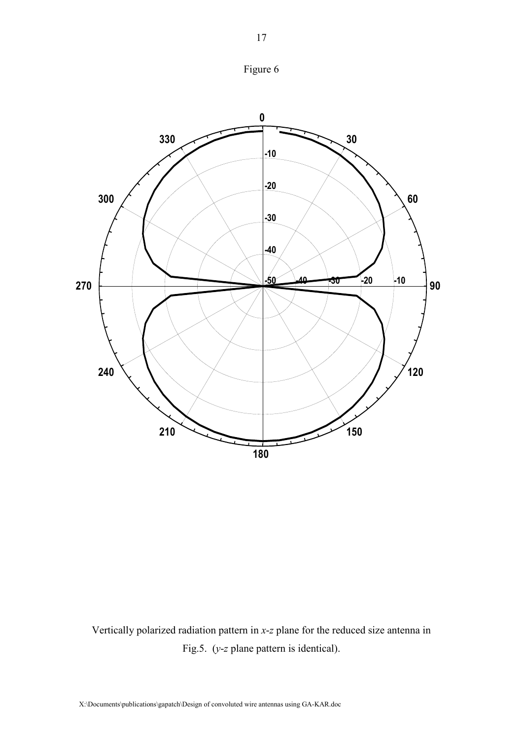Figure 6

0
30
60
90
120
150
180
210
240
270
300
330
-10
-20
-30
-40
-50
-40
-30
-20
-10

Vertically polarized radiation pattern in *x-z* plane for the reduced size antenna in Fig.5. (*y-z* plane pattern is identical).

X:\Documents\publications\gapatch\Design of convoluted wire antennas using GA-KAR.doc